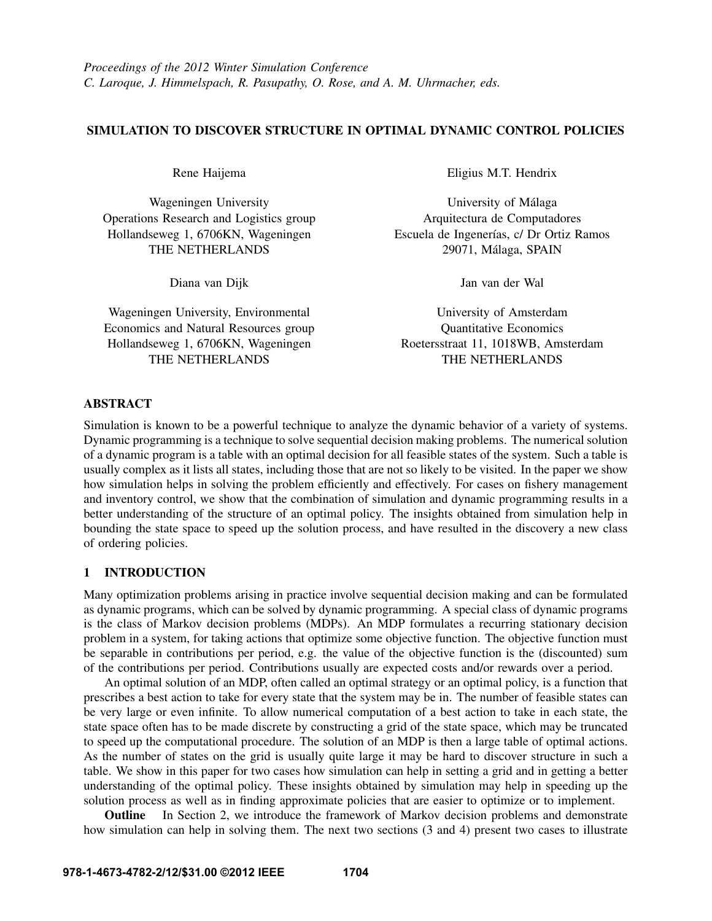*Proceedings of the 2012 Winter Simulation Conference*
*C. Laroque, J. Himmelspach, R. Pasupathy, O. Rose, and A. M. Uhrmacher, eds.*

# SIMULATION TO DISCOVER STRUCTURE IN OPTIMAL DYNAMIC CONTROL POLICIES

Rene Haijema

Wageningen University
Operations Research and Logistics group
Hollandseweg 1, 6706KN, Wageningen
THE NETHERLANDS

Eligius M.T. Hendrix

University of Málaga
Arquitectura de Computadores
Escuela de Ingenerías, c/ Dr Ortiz Ramos
29071, Málaga, SPAIN

Diana van Dijk

Wageningen University, Environmental
Economics and Natural Resources group
Hollandseweg 1, 6706KN, Wageningen
THE NETHERLANDS

Jan van der Wal

University of Amsterdam
Quantitative Economics
Roetersstraat 11, 1018WB, Amsterdam
THE NETHERLANDS

## ABSTRACT

Simulation is known to be a powerful technique to analyze the dynamic behavior of a variety of systems. Dynamic programming is a technique to solve sequential decision making problems. The numerical solution of a dynamic program is a table with an optimal decision for all feasible states of the system. Such a table is usually complex as it lists all states, including those that are not so likely to be visited. In the paper we show how simulation helps in solving the problem efficiently and effectively. For cases on fishery management and inventory control, we show that the combination of simulation and dynamic programming results in a better understanding of the structure of an optimal policy. The insights obtained from simulation help in bounding the state space to speed up the solution process, and have resulted in the discovery a new class of ordering policies.

## 1 INTRODUCTION

Many optimization problems arising in practice involve sequential decision making and can be formulated as dynamic programs, which can be solved by dynamic programming. A special class of dynamic programs is the class of Markov decision problems (MDPs). An MDP formulates a recurring stationary decision problem in a system, for taking actions that optimize some objective function. The objective function must be separable in contributions per period, e.g. the value of the objective function is the (discounted) sum of the contributions per period. Contributions usually are expected costs and/or rewards over a period.

An optimal solution of an MDP, often called an optimal strategy or an optimal policy, is a function that prescribes a best action to take for every state that the system may be in. The number of feasible states can be very large or even infinite. To allow numerical computation of a best action to take in each state, the state space often has to be made discrete by constructing a grid of the state space, which may be truncated to speed up the computational procedure. The solution of an MDP is then a large table of optimal actions. As the number of states on the grid is usually quite large it may be hard to discover structure in such a table. We show in this paper for two cases how simulation can help in setting a grid and in getting a better understanding of the optimal policy. These insights obtained by simulation may help in speeding up the solution process as well as in finding approximate policies that are easier to optimize or to implement.

**Outline** In Section 2, we introduce the framework of Markov decision problems and demonstrate how simulation can help in solving them. The next two sections (3 and 4) present two cases to illustrate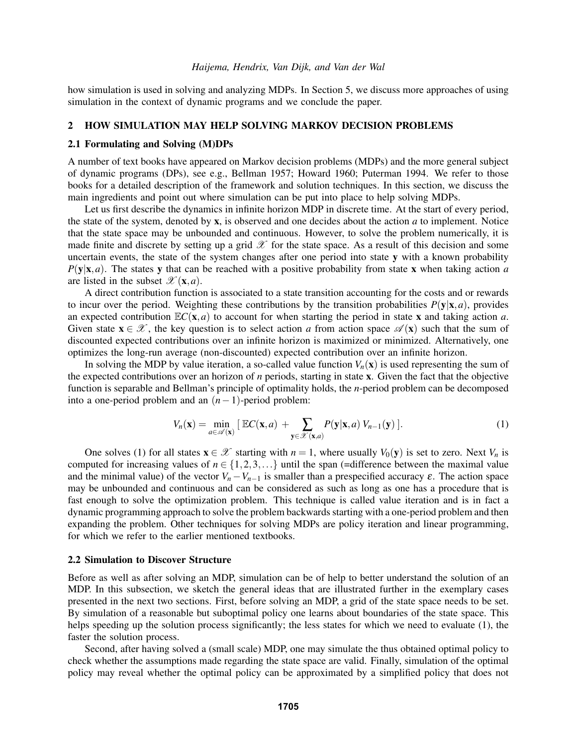how simulation is used in solving and analyzing MDPs. In Section 5, we discuss more approaches of using simulation in the context of dynamic programs and we conclude the paper.

## 2 HOW SIMULATION MAY HELP SOLVING MARKOV DECISION PROBLEMS

### 2.1 Formulating and Solving (M)DPs

A number of text books have appeared on Markov decision problems (MDPs) and the more general subject of dynamic programs (DPs), see e.g., Bellman 1957; Howard 1960; Puterman 1994. We refer to those books for a detailed description of the framework and solution techniques. In this section, we discuss the main ingredients and point out where simulation can be put into place to help solving MDPs.

Let us first describe the dynamics in infinite horizon MDP in discrete time. At the start of every period, the state of the system, denoted by $\mathbf{x}$, is observed and one decides about the action $a$ to implement. Notice that the state space may be unbounded and continuous. However, to solve the problem numerically, it is made finite and discrete by setting up a grid $\mathscr{X}$ for the state space. As a result of this decision and some uncertain events, the state of the system changes after one period into state $\mathbf{y}$ with a known probability $P(\mathbf{y}|\mathbf{x},a)$. The states $\mathbf{y}$ that can be reached with a positive probability from state $\mathbf{x}$ when taking action $a$ are listed in the subset $\mathscr{X}(\mathbf{x},a)$.

A direct contribution function is associated to a state transition accounting for the costs and or rewards to incur over the period. Weighting these contributions by the transition probabilities $P(\mathbf{y}|\mathbf{x},a)$, provides an expected contribution $\mathbb{E}C(\mathbf{x},a)$ to account for when starting the period in state $\mathbf{x}$ and taking action $a$. Given state $\mathbf{x} \in \mathscr{X}$, the key question is to select action $a$ from action space $\mathscr{A}(\mathbf{x})$ such that the sum of discounted expected contributions over an infinite horizon is maximized or minimized. Alternatively, one optimizes the long-run average (non-discounted) expected contribution over an infinite horizon.

In solving the MDP by value iteration, a so-called value function $V_n(\mathbf{x})$ is used representing the sum of the expected contributions over an horizon of $n$ periods, starting in state $\mathbf{x}$. Given the fact that the objective function is separable and Bellman's principle of optimality holds, the $n$-period problem can be decomposed into a one-period problem and an $(n-1)$-period problem:

$$V_n(\mathbf{x}) = \min_{a \in \mathscr{A}(\mathbf{x})} \left[\, \mathbb{E}C(\mathbf{x},a) \;+ \sum_{\mathbf{y} \in \mathscr{X}(\mathbf{x},a)} P(\mathbf{y}|\mathbf{x},a)\, V_{n-1}(\mathbf{y}) \,\right]. \tag{1}$$

One solves (1) for all states $\mathbf{x} \in \mathscr{X}$ starting with $n = 1$, where usually $V_0(\mathbf{y})$ is set to zero. Next $V_n$ is computed for increasing values of $n \in \{1,2,3,\ldots\}$ until the span (=difference between the maximal value and the minimal value) of the vector $V_n - V_{n-1}$ is smaller than a prespecified accuracy $\varepsilon$. The action space may be unbounded and continuous and can be considered as such as long as one has a procedure that is fast enough to solve the optimization problem. This technique is called value iteration and is in fact a dynamic programming approach to solve the problem backwards starting with a one-period problem and then expanding the problem. Other techniques for solving MDPs are policy iteration and linear programming, for which we refer to the earlier mentioned textbooks.

### 2.2 Simulation to Discover Structure

Before as well as after solving an MDP, simulation can be of help to better understand the solution of an MDP. In this subsection, we sketch the general ideas that are illustrated further in the exemplary cases presented in the next two sections. First, before solving an MDP, a grid of the state space needs to be set. By simulation of a reasonable but suboptimal policy one learns about boundaries of the state space. This helps speeding up the solution process significantly; the less states for which we need to evaluate (1), the faster the solution process.

Second, after having solved a (small scale) MDP, one may simulate the thus obtained optimal policy to check whether the assumptions made regarding the state space are valid. Finally, simulation of the optimal policy may reveal whether the optimal policy can be approximated by a simplified policy that does not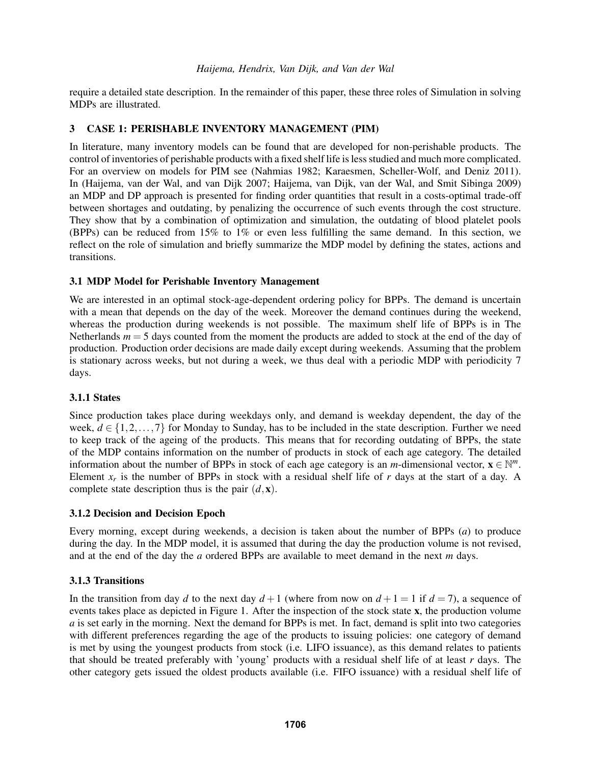require a detailed state description. In the remainder of this paper, these three roles of Simulation in solving MDPs are illustrated.

## 3 CASE 1: PERISHABLE INVENTORY MANAGEMENT (PIM)

In literature, many inventory models can be found that are developed for non-perishable products. The control of inventories of perishable products with a fixed shelf life is less studied and much more complicated. For an overview on models for PIM see (Nahmias 1982; Karaesmen, Scheller-Wolf, and Deniz 2011). In (Haijema, van der Wal, and van Dijk 2007; Haijema, van Dijk, van der Wal, and Smit Sibinga 2009) an MDP and DP approach is presented for finding order quantities that result in a costs-optimal trade-off between shortages and outdating, by penalizing the occurrence of such events through the cost structure. They show that by a combination of optimization and simulation, the outdating of blood platelet pools (BPPs) can be reduced from 15% to 1% or even less fulfilling the same demand. In this section, we reflect on the role of simulation and briefly summarize the MDP model by defining the states, actions and transitions.

### 3.1 MDP Model for Perishable Inventory Management

We are interested in an optimal stock-age-dependent ordering policy for BPPs. The demand is uncertain with a mean that depends on the day of the week. Moreover the demand continues during the weekend, whereas the production during weekends is not possible. The maximum shelf life of BPPs is in The Netherlands $m = 5$ days counted from the moment the products are added to stock at the end of the day of production. Production order decisions are made daily except during weekends. Assuming that the problem is stationary across weeks, but not during a week, we thus deal with a periodic MDP with periodicity 7 days.

#### 3.1.1 States

Since production takes place during weekdays only, and demand is weekday dependent, the day of the week, $d \in \{1, 2, \ldots, 7\}$ for Monday to Sunday, has to be included in the state description. Further we need to keep track of the ageing of the products. This means that for recording outdating of BPPs, the state of the MDP contains information on the number of products in stock of each age category. The detailed information about the number of BPPs in stock of each age category is an $m$-dimensional vector, $\mathbf{x} \in \mathbb{N}^m$. Element $x_r$ is the number of BPPs in stock with a residual shelf life of $r$ days at the start of a day. A complete state description thus is the pair $(d, \mathbf{x})$.

#### 3.1.2 Decision and Decision Epoch

Every morning, except during weekends, a decision is taken about the number of BPPs ($a$) to produce during the day. In the MDP model, it is assumed that during the day the production volume is not revised, and at the end of the day the $a$ ordered BPPs are available to meet demand in the next $m$ days.

#### 3.1.3 Transitions

In the transition from day $d$ to the next day $d+1$ (where from now on $d+1 = 1$ if $d = 7$), a sequence of events takes place as depicted in Figure 1. After the inspection of the stock state $\mathbf{x}$, the production volume $a$ is set early in the morning. Next the demand for BPPs is met. In fact, demand is split into two categories with different preferences regarding the age of the products to issuing policies: one category of demand is met by using the youngest products from stock (i.e. LIFO issuance), as this demand relates to patients that should be treated preferably with 'young' products with a residual shelf life of at least $r$ days. The other category gets issued the oldest products available (i.e. FIFO issuance) with a residual shelf life of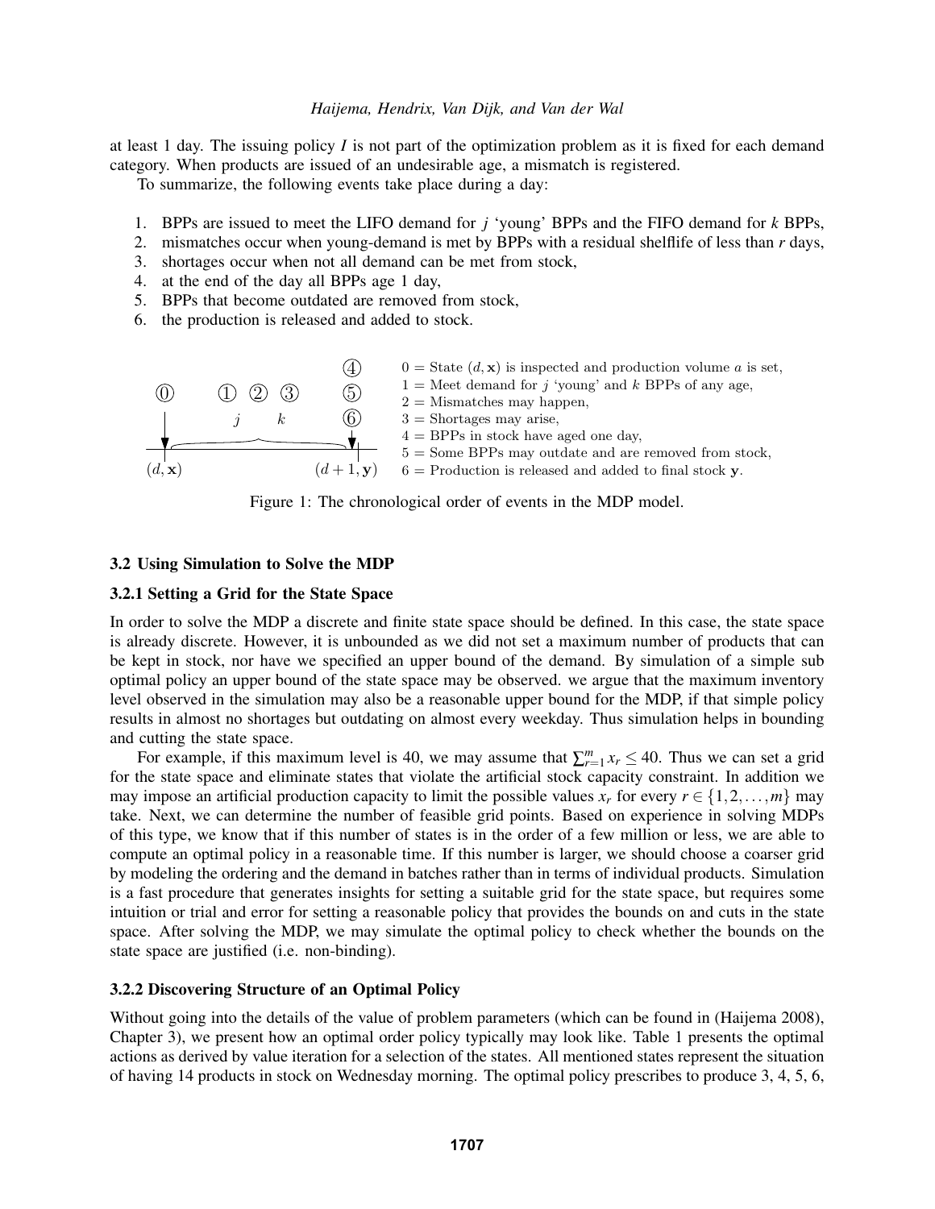at least 1 day. The issuing policy $I$ is not part of the optimization problem as it is fixed for each demand category. When products are issued of an undesirable age, a mismatch is registered.

To summarize, the following events take place during a day:

1. BPPs are issued to meet the LIFO demand for $j$ 'young' BPPs and the FIFO demand for $k$ BPPs,
2. mismatches occur when young-demand is met by BPPs with a residual shelflife of less than $r$ days,
3. shortages occur when not all demand can be met from stock,
4. at the end of the day all BPPs age 1 day,
5. BPPs that become outdated are removed from stock,
6. the production is released and added to stock.

0 = State $(d, \mathbf{x})$ is inspected and production volume $a$ is set,
1 = Meet demand for $j$ 'young' and $k$ BPPs of any age,
2 = Mismatches may happen,
3 = Shortages may arise,
4 = BPPs in stock have aged one day,
5 = Some BPPs may outdate and are removed from stock,
6 = Production is released and added to final stock $\mathbf{y}$.

Figure 1: The chronological order of events in the MDP model.

### 3.2 Using Simulation to Solve the MDP

#### 3.2.1 Setting a Grid for the State Space

In order to solve the MDP a discrete and finite state space should be defined. In this case, the state space is already discrete. However, it is unbounded as we did not set a maximum number of products that can be kept in stock, nor have we specified an upper bound of the demand. By simulation of a simple sub optimal policy an upper bound of the state space may be observed. we argue that the maximum inventory level observed in the simulation may also be a reasonable upper bound for the MDP, if that simple policy results in almost no shortages but outdating on almost every weekday. Thus simulation helps in bounding and cutting the state space.

For example, if this maximum level is 40, we may assume that $\sum_{r=1}^{m} x_r \leq 40$. Thus we can set a grid for the state space and eliminate states that violate the artificial stock capacity constraint. In addition we may impose an artificial production capacity to limit the possible values $x_r$ for every $r \in \{1, 2, \ldots, m\}$ may take. Next, we can determine the number of feasible grid points. Based on experience in solving MDPs of this type, we know that if this number of states is in the order of a few million or less, we are able to compute an optimal policy in a reasonable time. If this number is larger, we should choose a coarser grid by modeling the ordering and the demand in batches rather than in terms of individual products. Simulation is a fast procedure that generates insights for setting a suitable grid for the state space, but requires some intuition or trial and error for setting a reasonable policy that provides the bounds on and cuts in the state space. After solving the MDP, we may simulate the optimal policy to check whether the bounds on the state space are justified (i.e. non-binding).

#### 3.2.2 Discovering Structure of an Optimal Policy

Without going into the details of the value of problem parameters (which can be found in (Haijema 2008), Chapter 3), we present how an optimal order policy typically may look like. Table 1 presents the optimal actions as derived by value iteration for a selection of the states. All mentioned states represent the situation of having 14 products in stock on Wednesday morning. The optimal policy prescribes to produce 3, 4, 5, 6,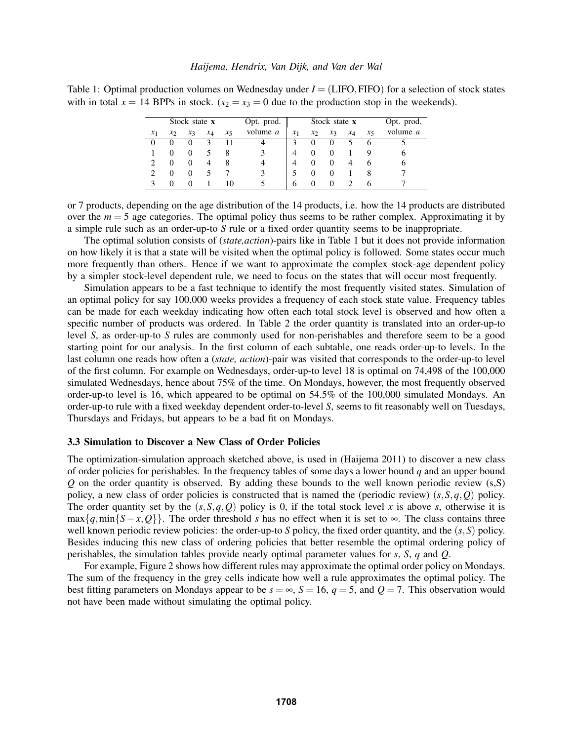Table 1: Optimal production volumes on Wednesday under $I = (\text{LIFO}, \text{FIFO})$ for a selection of stock states with in total $x = 14$ BPPs in stock. ($x_2 = x_3 = 0$ due to the production stop in the weekends).

| Stock state $\mathbf{x}$ | | | | | Opt. prod. | Stock state $\mathbf{x}$ | | | | | Opt. prod. |
|---|---|---|---|---|---|---|---|---|---|---|---|
| $x_1$ | $x_2$ | $x_3$ | $x_4$ | $x_5$ | volume $a$ | $x_1$ | $x_2$ | $x_3$ | $x_4$ | $x_5$ | volume $a$ |
| 0 | 0 | 0 | 3 | 11 | 4 | 3 | 0 | 0 | 5 | 6 | 5 |
| 1 | 0 | 0 | 5 | 8 | 3 | 4 | 0 | 0 | 1 | 9 | 6 |
| 2 | 0 | 0 | 4 | 8 | 4 | 4 | 0 | 0 | 4 | 6 | 6 |
| 2 | 0 | 0 | 5 | 7 | 3 | 5 | 0 | 0 | 1 | 8 | 7 |
| 3 | 0 | 0 | 1 | 10 | 5 | 6 | 0 | 0 | 2 | 6 | 7 |

or 7 products, depending on the age distribution of the 14 products, i.e. how the 14 products are distributed over the $m = 5$ age categories. The optimal policy thus seems to be rather complex. Approximating it by a simple rule such as an order-up-to $S$ rule or a fixed order quantity seems to be inappropriate.

The optimal solution consists of (*state,action*)-pairs like in Table 1 but it does not provide information on how likely it is that a state will be visited when the optimal policy is followed. Some states occur much more frequently than others. Hence if we want to approximate the complex stock-age dependent policy by a simpler stock-level dependent rule, we need to focus on the states that will occur most frequently.

Simulation appears to be a fast technique to identify the most frequently visited states. Simulation of an optimal policy for say 100,000 weeks provides a frequency of each stock state value. Frequency tables can be made for each weekday indicating how often each total stock level is observed and how often a specific number of products was ordered. In Table 2 the order quantity is translated into an order-up-to level $S$, as order-up-to $S$ rules are commonly used for non-perishables and therefore seem to be a good starting point for our analysis. In the first column of each subtable, one reads order-up-to levels. In the last column one reads how often a (*state, action*)-pair was visited that corresponds to the order-up-to level of the first column. For example on Wednesdays, order-up-to level 18 is optimal on 74,498 of the 100,000 simulated Wednesdays, hence about 75% of the time. On Mondays, however, the most frequently observed order-up-to level is 16, which appeared to be optimal on 54.5% of the 100,000 simulated Mondays. An order-up-to rule with a fixed weekday dependent order-to-level $S$, seems to fit reasonably well on Tuesdays, Thursdays and Fridays, but appears to be a bad fit on Mondays.

### 3.3 Simulation to Discover a New Class of Order Policies

The optimization-simulation approach sketched above, is used in (Haijema 2011) to discover a new class of order policies for perishables. In the frequency tables of some days a lower bound $q$ and an upper bound $Q$ on the order quantity is observed. By adding these bounds to the well known periodic review (s,S) policy, a new class of order policies is constructed that is named the (periodic review) $(s, S, q, Q)$ policy. The order quantity set by the $(s, S, q, Q)$ policy is 0, if the total stock level $x$ is above $s$, otherwise it is $\max\{q, \min\{S - x, Q\}\}$. The order threshold $s$ has no effect when it is set to $\infty$. The class contains three well known periodic review policies: the order-up-to $S$ policy, the fixed order quantity, and the $(s, S)$ policy. Besides inducing this new class of ordering policies that better resemble the optimal ordering policy of perishables, the simulation tables provide nearly optimal parameter values for $s$, $S$, $q$ and $Q$.

For example, Figure 2 shows how different rules may approximate the optimal order policy on Mondays. The sum of the frequency in the grey cells indicate how well a rule approximates the optimal policy. The best fitting parameters on Mondays appear to be $s = \infty$, $S = 16$, $q = 5$, and $Q = 7$. This observation would not have been made without simulating the optimal policy.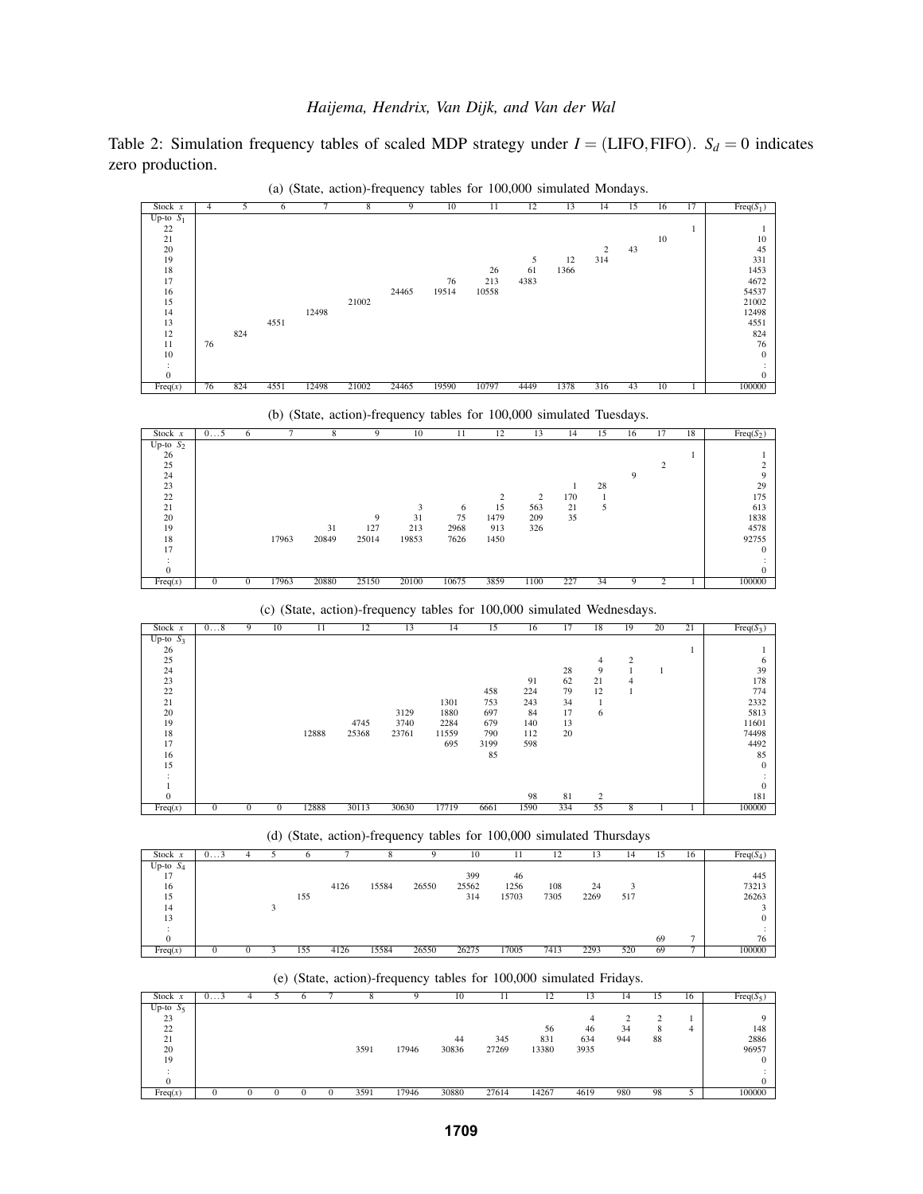Table 2: Simulation frequency tables of scaled MDP strategy under $I = (\text{LIFO}, \text{FIFO})$. $S_d = 0$ indicates zero production.

(a) (State, action)-frequency tables for 100,000 simulated Mondays.

| Stock $x$ | 4 | 5 | 6 | 7 | 8 | 9 | 10 | 11 | 12 | 13 | 14 | 15 | 16 | 17 | Freq($S_1$) |
|---|---|---|---|---|---|---|---|---|---|---|---|---|---|---|---|
| Up-to $S_1$ | | | | | | | | | | | | | | | |
| 22 | | | | | | | | | | | | | | 1 | 1 |
| 21 | | | | | | | | | | | | | 10 | | 10 |
| 20 | | | | | | | | | | | 2 | 43 | | | 45 |
| 19 | | | | | | | | | 5 | 12 | 314 | | | | 331 |
| 18 | | | | | | | | 26 | 61 | 1366 | | | | | 1453 |
| 17 | | | | | | | 76 | 213 | 4383 | | | | | | 4672 |
| 16 | | | | | | 24465 | 19514 | 10558 | | | | | | | 54537 |
| 15 | | | | | 21002 | | | | | | | | | | 21002 |
| 14 | | | | 12498 | | | | | | | | | | | 12498 |
| 13 | | | 4551 | | | | | | | | | | | | 4551 |
| 12 | | 824 | | | | | | | | | | | | | 824 |
| 11 | 76 | | | | | | | | | | | | | | 76 |
| 10 | | | | | | | | | | | | | | | 0 |
| ⋮ | | | | | | | | | | | | | | | ⋮ |
| 0 | | | | | | | | | | | | | | | 0 |
| Freq($x$) | 76 | 824 | 4551 | 12498 | 21002 | 24465 | 19590 | 10797 | 4449 | 1378 | 316 | 43 | 10 | 1 | 100000 |

(b) (State, action)-frequency tables for 100,000 simulated Tuesdays.

| Stock $x$ | 0…5 | 6 | 7 | 8 | 9 | 10 | 11 | 12 | 13 | 14 | 15 | 16 | 17 | 18 | Freq($S_2$) |
|---|---|---|---|---|---|---|---|---|---|---|---|---|---|---|---|
| Up-to $S_2$ | | | | | | | | | | | | | | | |
| 26 | | | | | | | | | | | | | | 1 | 1 |
| 25 | | | | | | | | | | | | | 2 | | 2 |
| 24 | | | | | | | | | | | | 9 | | | 9 |
| 23 | | | | | | | | | | 1 | 28 | | | | 29 |
| 22 | | | | | | | | 2 | 2 | 170 | 1 | | | | 175 |
| 21 | | | | | | 3 | 6 | 15 | 563 | 21 | 5 | | | | 613 |
| 20 | | | | | 9 | 31 | 75 | 1479 | 209 | 35 | | | | | 1838 |
| 19 | | | | 31 | 127 | 213 | 2968 | 913 | 326 | | | | | | 4578 |
| 18 | | | 17963 | 20849 | 25014 | 19853 | 7626 | 1450 | | | | | | | 92755 |
| 17 | | | | | | | | | | | | | | | 0 |
| ⋮ | | | | | | | | | | | | | | | ⋮ |
| 0 | | | | | | | | | | | | | | | 0 |
| Freq($x$) | 0 | 0 | 17963 | 20880 | 25150 | 20100 | 10675 | 3859 | 1100 | 227 | 34 | 9 | 2 | 1 | 100000 |

(c) (State, action)-frequency tables for 100,000 simulated Wednesdays.

| Stock $x$ | 0…8 | 9 | 10 | 11 | 12 | 13 | 14 | 15 | 16 | 17 | 18 | 19 | 20 | 21 | Freq($S_3$) |
|---|---|---|---|---|---|---|---|---|---|---|---|---|---|---|---|
| Up-to $S_3$ | | | | | | | | | | | | | | | |
| 26 | | | | | | | | | | | | | | 1 | 1 |
| 25 | | | | | | | | | | | 4 | 2 | | | 6 |
| 24 | | | | | | | | | | 28 | 9 | 1 | 1 | | 39 |
| 23 | | | | | | | | | 91 | 62 | 21 | 4 | | | 178 |
| 22 | | | | | | | | 458 | 224 | 79 | 12 | 1 | | | 774 |
| 21 | | | | | | | 1301 | 753 | 243 | 34 | 1 | | | | 2332 |
| 20 | | | | | | 3129 | 1880 | 697 | 84 | 17 | 6 | | | | 5813 |
| 19 | | | | | 4745 | 3740 | 2284 | 679 | 140 | 13 | | | | | 11601 |
| 18 | | | | 12888 | 25368 | 23761 | 11559 | 790 | 112 | 20 | | | | | 74498 |
| 17 | | | | | | | 695 | 3199 | 598 | | | | | | 4492 |
| 16 | | | | | | | | 85 | | | | | | | 85 |
| 15 | | | | | | | | | | | | | | | 0 |
| ⋮ | | | | | | | | | | | | | | | ⋮ |
| 1 | | | | | | | | | | | | | | | 0 |
| 0 | | | | | | | | | 98 | 81 | 2 | | | | 181 |
| Freq($x$) | 0 | 0 | 0 | 12888 | 30113 | 30630 | 17719 | 6661 | 1590 | 334 | 55 | 8 | 1 | 1 | 100000 |

(d) (State, action)-frequency tables for 100,000 simulated Thursdays

| Stock $x$ | 0…3 | 4 | 5 | 6 | 7 | 8 | 9 | 10 | 11 | 12 | 13 | 14 | 15 | 16 | Freq($S_4$) |
|---|---|---|---|---|---|---|---|---|---|---|---|---|---|---|---|
| Up-to $S_4$ | | | | | | | | | | | | | | | |
| 17 | | | | | | | | 399 | 46 | | | | | | 445 |
| 16 | | | | | 4126 | 15584 | 26550 | 25562 | 1256 | 108 | 24 | 3 | | | 73213 |
| 15 | | | | 155 | | | | 314 | 15703 | 7305 | 2269 | 517 | | | 26263 |
| 14 | | | 3 | | | | | | | | | | | | 3 |
| 13 | | | | | | | | | | | | | | | 0 |
| ⋮ | | | | | | | | | | | | | | | ⋮ |
| 0 | | | | | | | | | | | | | 69 | 7 | 76 |
| Freq($x$) | 0 | 0 | 3 | 155 | 4126 | 15584 | 26550 | 26275 | 17005 | 7413 | 2293 | 520 | 69 | 7 | 100000 |

(e) (State, action)-frequency tables for 100,000 simulated Fridays.

| Stock $x$ | 0…3 | 4 | 5 | 6 | 7 | 8 | 9 | 10 | 11 | 12 | 13 | 14 | 15 | 16 | Freq($S_5$) |
|---|---|---|---|---|---|---|---|---|---|---|---|---|---|---|---|
| Up-to $S_5$ | | | | | | | | | | | | | | | |
| 23 | | | | | | | | | | | 4 | 2 | 2 | 1 | 9 |
| 22 | | | | | | | | | | 56 | 46 | 34 | 8 | 4 | 148 |
| 21 | | | | | | | | 44 | 345 | 831 | 634 | 944 | 88 | | 2886 |
| 20 | | | | | | 3591 | 17946 | 30836 | 27269 | 13380 | 3935 | | | | 96957 |
| 19 | | | | | | | | | | | | | | | 0 |
| ⋮ | | | | | | | | | | | | | | | ⋮ |
| 0 | | | | | | | | | | | | | | | 0 |
| Freq($x$) | 0 | 0 | 0 | 0 | 0 | 3591 | 17946 | 30880 | 27614 | 14267 | 4619 | 980 | 98 | 5 | 100000 |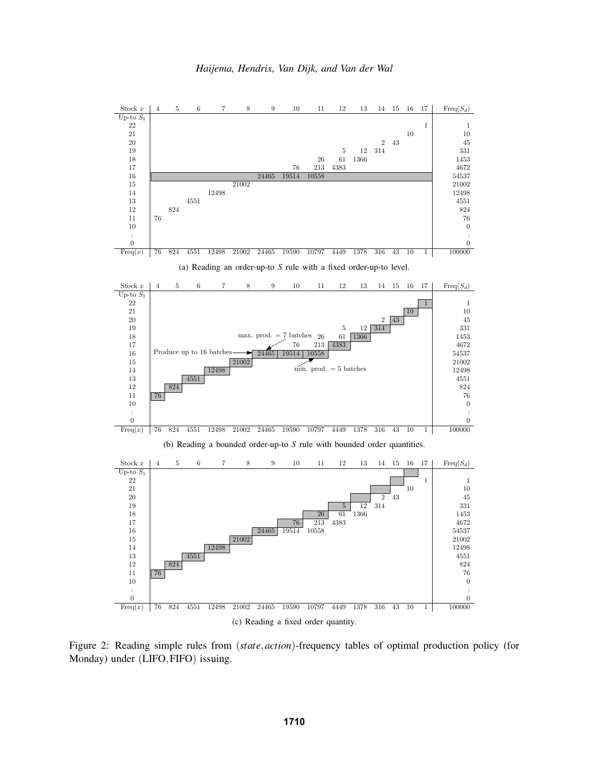| Stock $x$ | 4 | 5 | 6 | 7 | 8 | 9 | 10 | 11 | 12 | 13 | 14 | 15 | 16 | 17 | Freq($S_d$) |
|---|---|---|---|---|---|---|---|---|---|---|---|---|---|---|---|
| Up-to $S_1$ | | | | | | | | | | | | | | | |
| 22 | | | | | | | | | | | | | | 1 | 1 |
| 21 | | | | | | | | | | | | | 10 | | 10 |
| 20 | | | | | | | | | | | 2 | 43 | | | 45 |
| 19 | | | | | | | | | 5 | 12 | 314 | | | | 331 |
| 18 | | | | | | | | 26 | 61 | 1366 | | | | | 1453 |
| 17 | | | | | | | 76 | 213 | 4383 | | | | | | 4672 |
| 16 | | | | | | 24465 | 19514 | 10558 | | | | | | | 54537 |
| 15 | | | | | 21002 | | | | | | | | | | 21002 |
| 14 | | | | 12498 | | | | | | | | | | | 12498 |
| 13 | | | 4551 | | | | | | | | | | | | 4551 |
| 12 | | 824 | | | | | | | | | | | | | 824 |
| 11 | 76 | | | | | | | | | | | | | | 76 |
| 10 | | | | | | | | | | | | | | | 0 |
| : | | | | | | | | | | | | | | | : |
| 0 | | | | | | | | | | | | | | | 0 |
| Freq($x$) | 76 | 824 | 4551 | 12498 | 21002 | 24465 | 19590 | 10797 | 4449 | 1378 | 316 | 43 | 10 | 1 | 100000 |

(a) Reading an order-up-to *S* rule with a fixed order-up-to level.

| Stock $x$ | 4 | 5 | 6 | 7 | 8 | 9 | 10 | 11 | 12 | 13 | 14 | 15 | 16 | 17 | Freq($S_d$) |
|---|---|---|---|---|---|---|---|---|---|---|---|---|---|---|---|
| Up-to $S_1$ | | | | | | | | | | | | | | | |
| 22 | | | | | | | | | | | | | | 1 | 1 |
| 21 | | | | | | | | | | | | | 10 | | 10 |
| 20 | | | | | | | | | | | 2 | 43 | | | 45 |
| 19 | | | | | | | | | 5 | 12 | 314 | | | | 331 |
| 18 | | | | | | | | 26 | 61 | 1366 | | | | | 1453 |
| 17 | | | | | | | 76 | 213 | 4383 | | | | | | 4672 |
| 16 | | | | | | 24465 | 19514 | 10558 | | | | | | | 54537 |
| 15 | | | | | 21002 | | | | | | | | | | 21002 |
| 14 | | | | 12498 | | | | | | | | | | | 12498 |
| 13 | | | 4551 | | | | | | | | | | | | 4551 |
| 12 | | 824 | | | | | | | | | | | | | 824 |
| 11 | 76 | | | | | | | | | | | | | | 76 |
| 10 | | | | | | | | | | | | | | | 0 |
| : | | | | | | | | | | | | | | | : |
| 0 | | | | | | | | | | | | | | | 0 |
| Freq($x$) | 76 | 824 | 4551 | 12498 | 21002 | 24465 | 19590 | 10797 | 4449 | 1378 | 316 | 43 | 10 | 1 | 100000 |

Annotations: Produce up to 16 batches; max. prod. = 7 batches; min. prod. = 5 batches.

(b) Reading a bounded order-up-to *S* rule with bounded order quantities.

| Stock $x$ | 4 | 5 | 6 | 7 | 8 | 9 | 10 | 11 | 12 | 13 | 14 | 15 | 16 | 17 | Freq($S_d$) |
|---|---|---|---|---|---|---|---|---|---|---|---|---|---|---|---|
| Up-to $S_1$ | | | | | | | | | | | | | | | |
| 22 | | | | | | | | | | | | | | 1 | 1 |
| 21 | | | | | | | | | | | | | 10 | | 10 |
| 20 | | | | | | | | | | | 2 | 43 | | | 45 |
| 19 | | | | | | | | | 5 | 12 | 314 | | | | 331 |
| 18 | | | | | | | | 26 | 61 | 1366 | | | | | 1453 |
| 17 | | | | | | | 76 | 213 | 4383 | | | | | | 4672 |
| 16 | | | | | | 24465 | 19514 | 10558 | | | | | | | 54537 |
| 15 | | | | | 21002 | | | | | | | | | | 21002 |
| 14 | | | | 12498 | | | | | | | | | | | 12498 |
| 13 | | | 4551 | | | | | | | | | | | | 4551 |
| 12 | | 824 | | | | | | | | | | | | | 824 |
| 11 | 76 | | | | | | | | | | | | | | 76 |
| 10 | | | | | | | | | | | | | | | 0 |
| : | | | | | | | | | | | | | | | : |
| 0 | | | | | | | | | | | | | | | 0 |
| Freq($x$) | 76 | 824 | 4551 | 12498 | 21002 | 24465 | 19590 | 10797 | 4449 | 1378 | 316 | 43 | 10 | 1 | 100000 |

(c) Reading a fixed order quantity.

Figure 2: Reading simple rules from (*state*, *action*)-frequency tables of optimal production policy (for Monday) under (LIFO, FIFO) issuing.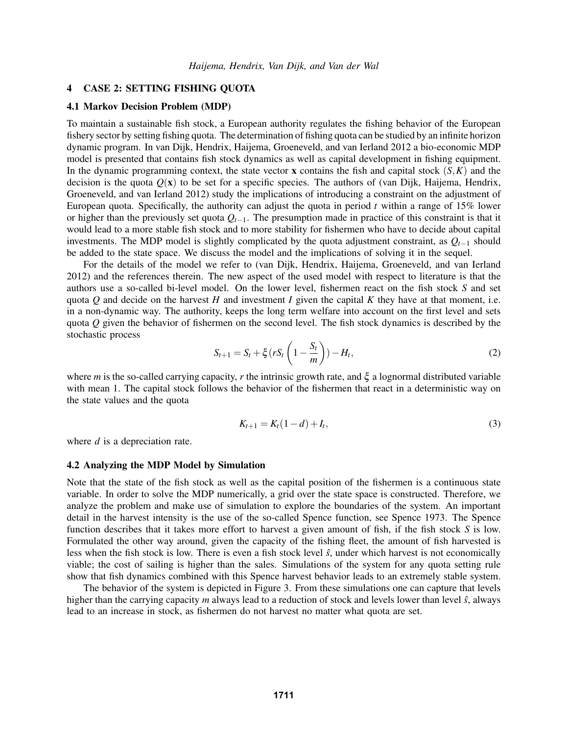## 4 CASE 2: SETTING FISHING QUOTA

### 4.1 Markov Decision Problem (MDP)

To maintain a sustainable fish stock, a European authority regulates the fishing behavior of the European fishery sector by setting fishing quota. The determination of fishing quota can be studied by an infinite horizon dynamic program. In van Dijk, Hendrix, Haijema, Groeneveld, and van Ierland 2012 a bio-economic MDP model is presented that contains fish stock dynamics as well as capital development in fishing equipment. In the dynamic programming context, the state vector $\mathbf{x}$ contains the fish and capital stock $(S,K)$ and the decision is the quota $Q(\mathbf{x})$ to be set for a specific species. The authors of (van Dijk, Haijema, Hendrix, Groeneveld, and van Ierland 2012) study the implications of introducing a constraint on the adjustment of European quota. Specifically, the authority can adjust the quota in period $t$ within a range of 15% lower or higher than the previously set quota $Q_{t-1}$. The presumption made in practice of this constraint is that it would lead to a more stable fish stock and to more stability for fishermen who have to decide about capital investments. The MDP model is slightly complicated by the quota adjustment constraint, as $Q_{t-1}$ should be added to the state space. We discuss the model and the implications of solving it in the sequel.

For the details of the model we refer to (van Dijk, Hendrix, Haijema, Groeneveld, and van Ierland 2012) and the references therein. The new aspect of the used model with respect to literature is that the authors use a so-called bi-level model. On the lower level, fishermen react on the fish stock $S$ and set quota $Q$ and decide on the harvest $H$ and investment $I$ given the capital $K$ they have at that moment, i.e. in a non-dynamic way. The authority, keeps the long term welfare into account on the first level and sets quota $Q$ given the behavior of fishermen on the second level. The fish stock dynamics is described by the stochastic process

$$S_{t+1} = S_t + \xi\left(rS_t\left(1-\frac{S_t}{m}\right)\right) - H_t, \tag{2}$$

where $m$ is the so-called carrying capacity, $r$ the intrinsic growth rate, and $\xi$ a lognormal distributed variable with mean 1. The capital stock follows the behavior of the fishermen that react in a deterministic way on the state values and the quota

$$K_{t+1} = K_t(1-d) + I_t, \tag{3}$$

where $d$ is a depreciation rate.

### 4.2 Analyzing the MDP Model by Simulation

Note that the state of the fish stock as well as the capital position of the fishermen is a continuous state variable. In order to solve the MDP numerically, a grid over the state space is constructed. Therefore, we analyze the problem and make use of simulation to explore the boundaries of the system. An important detail in the harvest intensity is the use of the so-called Spence function, see Spence 1973. The Spence function describes that it takes more effort to harvest a given amount of fish, if the fish stock $S$ is low. Formulated the other way around, given the capacity of the fishing fleet, the amount of fish harvested is less when the fish stock is low. There is even a fish stock level $\hat{s}$, under which harvest is not economically viable; the cost of sailing is higher than the sales. Simulations of the system for any quota setting rule show that fish dynamics combined with this Spence harvest behavior leads to an extremely stable system.

The behavior of the system is depicted in Figure 3. From these simulations one can capture that levels higher than the carrying capacity $m$ always lead to a reduction of stock and levels lower than level $\hat{s}$, always lead to an increase in stock, as fishermen do not harvest no matter what quota are set.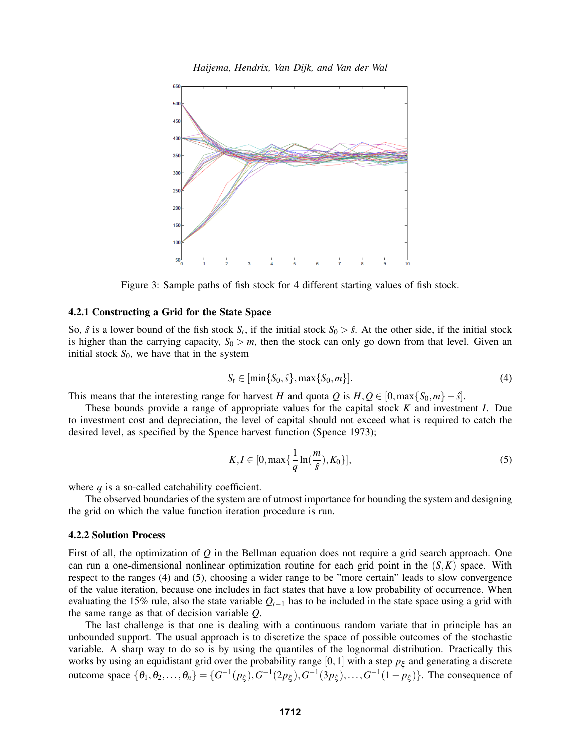Figure 3: Sample paths of fish stock for 4 different starting values of fish stock.

#### 4.2.1 Constructing a Grid for the State Space

So, $\hat{s}$ is a lower bound of the fish stock $S_t$, if the initial stock $S_0 > \hat{s}$. At the other side, if the initial stock is higher than the carrying capacity, $S_0 > m$, then the stock can only go down from that level. Given an initial stock $S_0$, we have that in the system

$$S_t \in [\min\{S_0, \hat{s}\}, \max\{S_0, m\}]. \tag{4}$$

This means that the interesting range for harvest $H$ and quota $Q$ is $H, Q \in [0, \max\{S_0, m\} - \hat{s}]$.

These bounds provide a range of appropriate values for the capital stock $K$ and investment $I$. Due to investment cost and depreciation, the level of capital should not exceed what is required to catch the desired level, as specified by the Spence harvest function (Spence 1973);

$$K, I \in [0, \max\{\frac{1}{q}\ln(\frac{m}{\hat{s}}), K_0\}], \tag{5}$$

where $q$ is a so-called catchability coefficient.

The observed boundaries of the system are of utmost importance for bounding the system and designing the grid on which the value function iteration procedure is run.

#### 4.2.2 Solution Process

First of all, the optimization of $Q$ in the Bellman equation does not require a grid search approach. One can run a one-dimensional nonlinear optimization routine for each grid point in the $(S, K)$ space. With respect to the ranges (4) and (5), choosing a wider range to be "more certain" leads to slow convergence of the value iteration, because one includes in fact states that have a low probability of occurrence. When evaluating the 15% rule, also the state variable $Q_{t-1}$ has to be included in the state space using a grid with the same range as that of decision variable $Q$.

The last challenge is that one is dealing with a continuous random variate that in principle has an unbounded support. The usual approach is to discretize the space of possible outcomes of the stochastic variable. A sharp way to do so is by using the quantiles of the lognormal distribution. Practically this works by using an equidistant grid over the probability range $[0, 1]$ with a step $p_\xi$ and generating a discrete outcome space $\{\theta_1, \theta_2, \ldots, \theta_n\} = \{G^{-1}(p_\xi), G^{-1}(2p_\xi), G^{-1}(3p_\xi), \ldots, G^{-1}(1 - p_\xi)\}$. The consequence of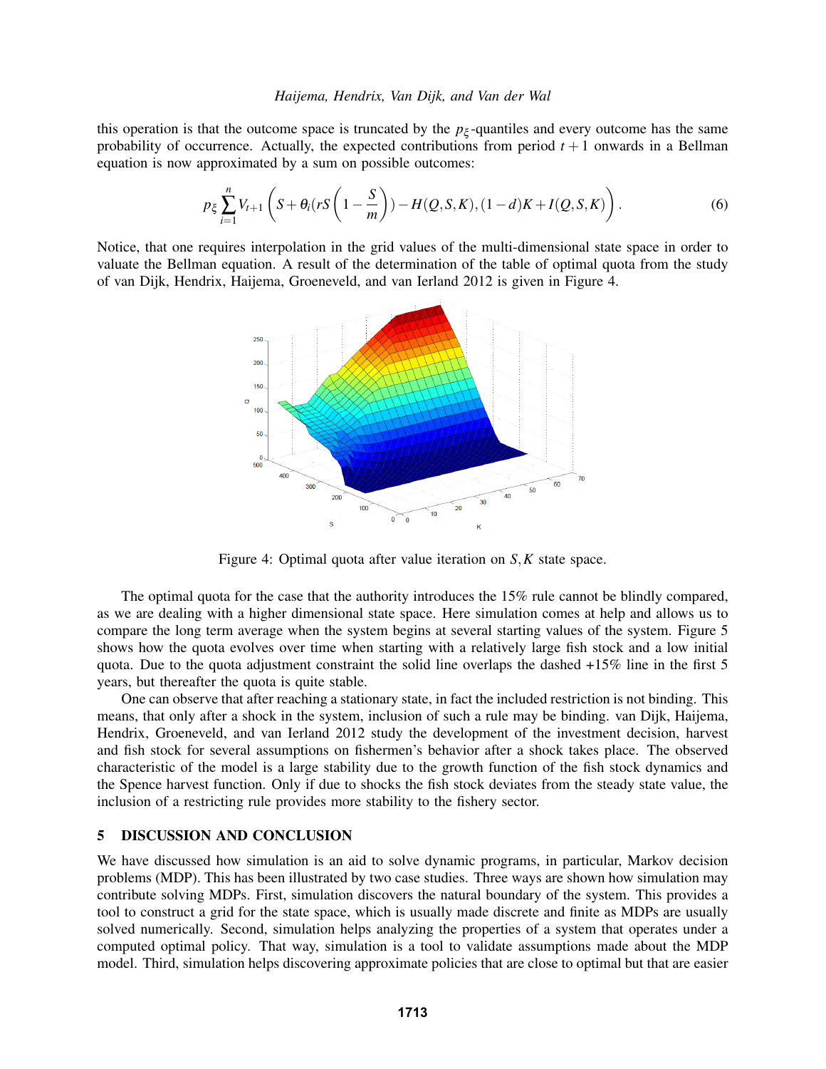this operation is that the outcome space is truncated by the $p_\xi$-quantiles and every outcome has the same probability of occurrence. Actually, the expected contributions from period $t+1$ onwards in a Bellman equation is now approximated by a sum on possible outcomes:

$$p_\xi \sum_{i=1}^{n} V_{t+1}\left(S + \theta_i (rS\left(1 - \frac{S}{m}\right)) - H(Q,S,K), (1-d)K + I(Q,S,K)\right). \tag{6}$$

Notice, that one requires interpolation in the grid values of the multi-dimensional state space in order to valuate the Bellman equation. A result of the determination of the table of optimal quota from the study of van Dijk, Hendrix, Haijema, Groeneveld, and van Ierland 2012 is given in Figure 4.

Figure 4: Optimal quota after value iteration on $S, K$ state space.

The optimal quota for the case that the authority introduces the 15% rule cannot be blindly compared, as we are dealing with a higher dimensional state space. Here simulation comes at help and allows us to compare the long term average when the system begins at several starting values of the system. Figure 5 shows how the quota evolves over time when starting with a relatively large fish stock and a low initial quota. Due to the quota adjustment constraint the solid line overlaps the dashed +15% line in the first 5 years, but thereafter the quota is quite stable.

One can observe that after reaching a stationary state, in fact the included restriction is not binding. This means, that only after a shock in the system, inclusion of such a rule may be binding. van Dijk, Haijema, Hendrix, Groeneveld, and van Ierland 2012 study the development of the investment decision, harvest and fish stock for several assumptions on fishermen's behavior after a shock takes place. The observed characteristic of the model is a large stability due to the growth function of the fish stock dynamics and the Spence harvest function. Only if due to shocks the fish stock deviates from the steady state value, the inclusion of a restricting rule provides more stability to the fishery sector.

## 5 DISCUSSION AND CONCLUSION

We have discussed how simulation is an aid to solve dynamic programs, in particular, Markov decision problems (MDP). This has been illustrated by two case studies. Three ways are shown how simulation may contribute solving MDPs. First, simulation discovers the natural boundary of the system. This provides a tool to construct a grid for the state space, which is usually made discrete and finite as MDPs are usually solved numerically. Second, simulation helps analyzing the properties of a system that operates under a computed optimal policy. That way, simulation is a tool to validate assumptions made about the MDP model. Third, simulation helps discovering approximate policies that are close to optimal but that are easier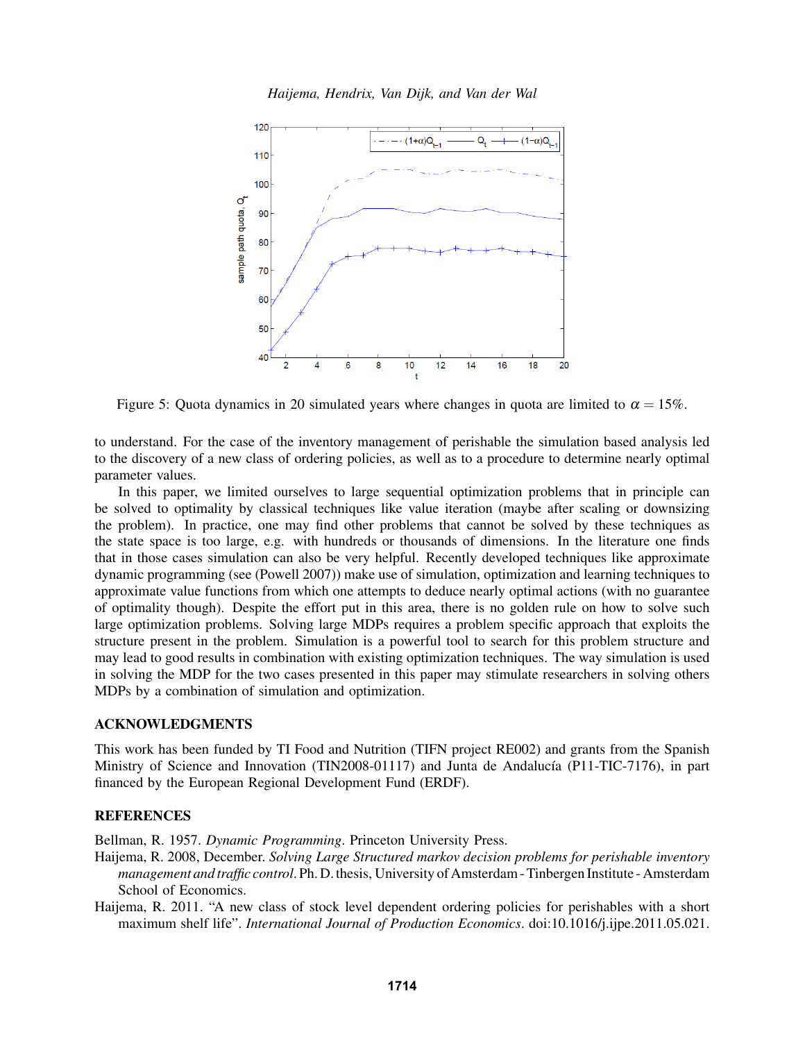120
110
100
90
80
70
60
50
40

2 4 6 8 10 12 14 16 18 20

t

sample path quota, $Q_t$

$(1+\alpha)Q_{t-1}$ $Q_t$ $(1-\alpha)Q_{t-1}$

Figure 5: Quota dynamics in 20 simulated years where changes in quota are limited to $\alpha = 15\%$.

to understand. For the case of the inventory management of perishable the simulation based analysis led to the discovery of a new class of ordering policies, as well as to a procedure to determine nearly optimal parameter values.

In this paper, we limited ourselves to large sequential optimization problems that in principle can be solved to optimality by classical techniques like value iteration (maybe after scaling or downsizing the problem). In practice, one may find other problems that cannot be solved by these techniques as the state space is too large, e.g. with hundreds or thousands of dimensions. In the literature one finds that in those cases simulation can also be very helpful. Recently developed techniques like approximate dynamic programming (see (Powell 2007)) make use of simulation, optimization and learning techniques to approximate value functions from which one attempts to deduce nearly optimal actions (with no guarantee of optimality though). Despite the effort put in this area, there is no golden rule on how to solve such large optimization problems. Solving large MDPs requires a problem specific approach that exploits the structure present in the problem. Simulation is a powerful tool to search for this problem structure and may lead to good results in combination with existing optimization techniques. The way simulation is used in solving the MDP for the two cases presented in this paper may stimulate researchers in solving others MDPs by a combination of simulation and optimization.

## ACKNOWLEDGMENTS

This work has been funded by TI Food and Nutrition (TIFN project RE002) and grants from the Spanish Ministry of Science and Innovation (TIN2008-01117) and Junta de Andalucía (P11-TIC-7176), in part financed by the European Regional Development Fund (ERDF).

## REFERENCES

Bellman, R. 1957. *Dynamic Programming*. Princeton University Press.

Haijema, R. 2008, December. *Solving Large Structured markov decision problems for perishable inventory management and traffic control*. Ph. D. thesis, University of Amsterdam - Tinbergen Institute - Amsterdam School of Economics.

Haijema, R. 2011. "A new class of stock level dependent ordering policies for perishables with a short maximum shelf life". *International Journal of Production Economics*. doi:10.1016/j.ijpe.2011.05.021.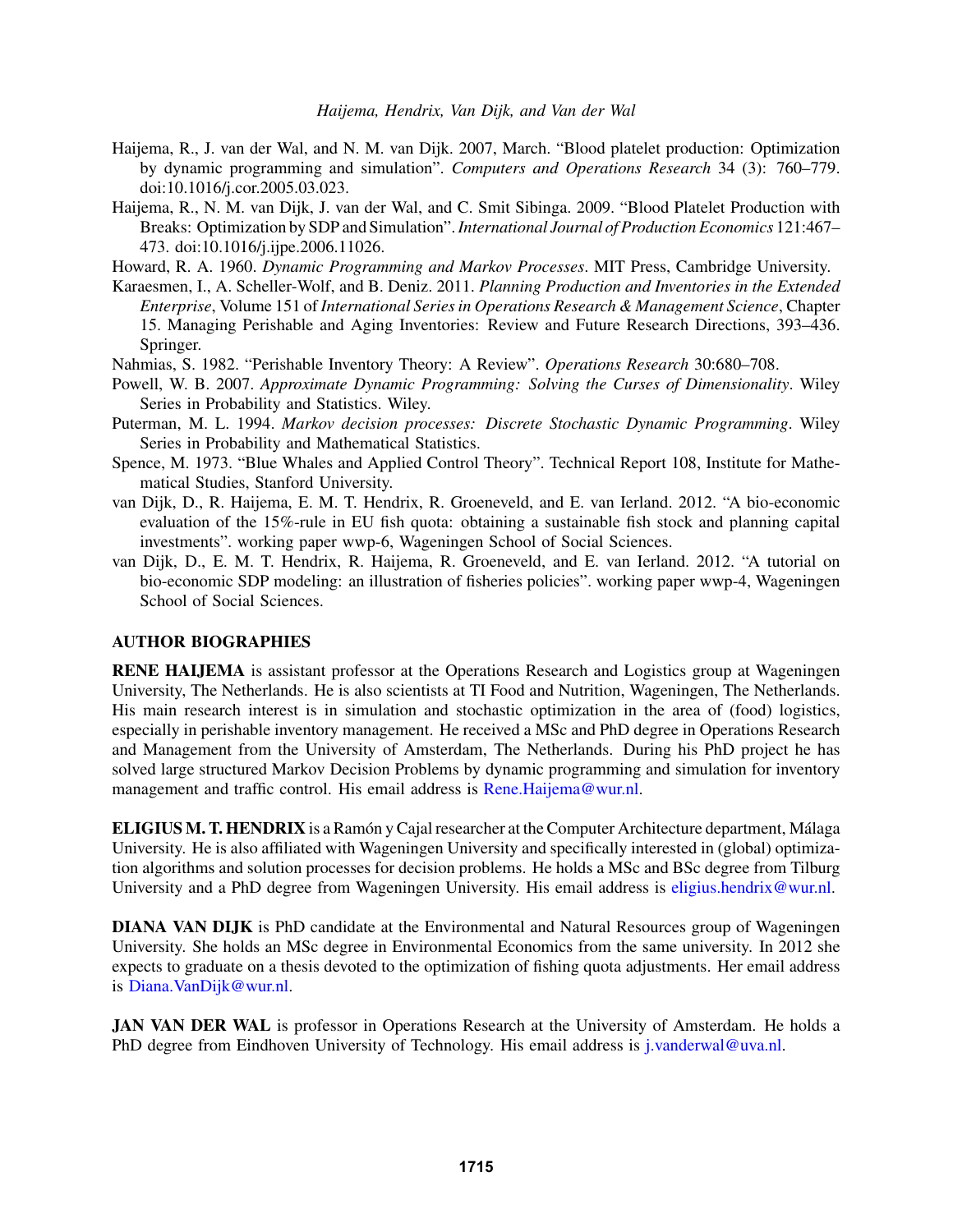Haijema, R., J. van der Wal, and N. M. van Dijk. 2007, March. "Blood platelet production: Optimization by dynamic programming and simulation". *Computers and Operations Research* 34 (3): 760–779. doi:10.1016/j.cor.2005.03.023.

Haijema, R., N. M. van Dijk, J. van der Wal, and C. Smit Sibinga. 2009. "Blood Platelet Production with Breaks: Optimization by SDP and Simulation". *International Journal of Production Economics* 121:467–473. doi:10.1016/j.ijpe.2006.11026.

Howard, R. A. 1960. *Dynamic Programming and Markov Processes*. MIT Press, Cambridge University.

Karaesmen, I., A. Scheller-Wolf, and B. Deniz. 2011. *Planning Production and Inventories in the Extended Enterprise*, Volume 151 of *International Series in Operations Research & Management Science*, Chapter 15. Managing Perishable and Aging Inventories: Review and Future Research Directions, 393–436. Springer.

Nahmias, S. 1982. "Perishable Inventory Theory: A Review". *Operations Research* 30:680–708.

Powell, W. B. 2007. *Approximate Dynamic Programming: Solving the Curses of Dimensionality*. Wiley Series in Probability and Statistics. Wiley.

Puterman, M. L. 1994. *Markov decision processes: Discrete Stochastic Dynamic Programming*. Wiley Series in Probability and Mathematical Statistics.

Spence, M. 1973. "Blue Whales and Applied Control Theory". Technical Report 108, Institute for Mathematical Studies, Stanford University.

van Dijk, D., R. Haijema, E. M. T. Hendrix, R. Groeneveld, and E. van Ierland. 2012. "A bio-economic evaluation of the 15%-rule in EU fish quota: obtaining a sustainable fish stock and planning capital investments". working paper wwp-6, Wageningen School of Social Sciences.

van Dijk, D., E. M. T. Hendrix, R. Haijema, R. Groeneveld, and E. van Ierland. 2012. "A tutorial on bio-economic SDP modeling: an illustration of fisheries policies". working paper wwp-4, Wageningen School of Social Sciences.

## AUTHOR BIOGRAPHIES

**RENE HAIJEMA** is assistant professor at the Operations Research and Logistics group at Wageningen University, The Netherlands. He is also scientists at TI Food and Nutrition, Wageningen, The Netherlands. His main research interest is in simulation and stochastic optimization in the area of (food) logistics, especially in perishable inventory management. He received a MSc and PhD degree in Operations Research and Management from the University of Amsterdam, The Netherlands. During his PhD project he has solved large structured Markov Decision Problems by dynamic programming and simulation for inventory management and traffic control. His email address is Rene.Haijema@wur.nl.

**ELIGIUS M. T. HENDRIX** is a Ramón y Cajal researcher at the Computer Architecture department, Málaga University. He is also affiliated with Wageningen University and specifically interested in (global) optimization algorithms and solution processes for decision problems. He holds a MSc and BSc degree from Tilburg University and a PhD degree from Wageningen University. His email address is eligius.hendrix@wur.nl.

**DIANA VAN DIJK** is PhD candidate at the Environmental and Natural Resources group of Wageningen University. She holds an MSc degree in Environmental Economics from the same university. In 2012 she expects to graduate on a thesis devoted to the optimization of fishing quota adjustments. Her email address is Diana.VanDijk@wur.nl.

**JAN VAN DER WAL** is professor in Operations Research at the University of Amsterdam. He holds a PhD degree from Eindhoven University of Technology. His email address is j.vanderwal@uva.nl.